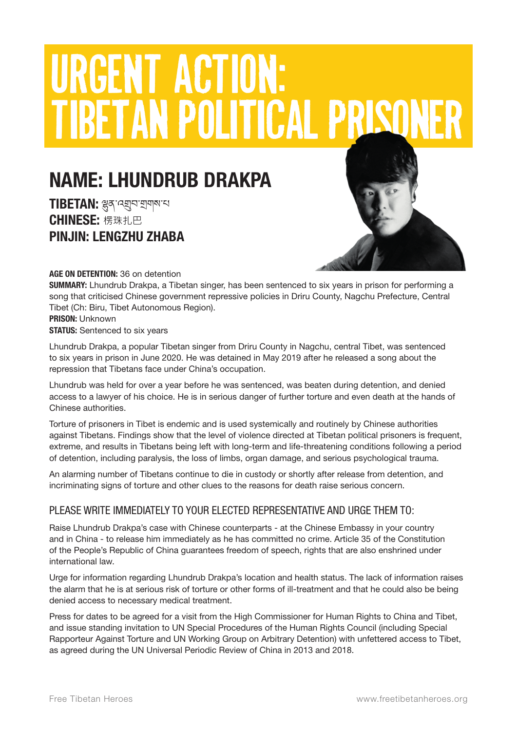# URGENT ACTION: TIBETAN POLITICAL PRISONER

## NAME: LHUNDRUB DRAKPA

**TIBETAN:** ལྷུན་འགྲུབ་གྲགས་པ

**CHINESE:** 楞珠扎巴

**PINJIN: LENGZHU ZHABA**

**AGE ON DETENTION:** 36 on detention

**SUMMARY:** Lhundrub Drakpa, a Tibetan singer, has been sentenced to six years in prison for performing a song that criticised Chinese government repressive policies in Driru County, Nagchu Prefecture, Central Tibet (Ch: Biru, Tibet Autonomous Region).

**PRISON:** Unknown

**STATUS:** Sentenced to six years

Lhundrub Drakpa, a popular Tibetan singer from Driru County in Nagchu, central Tibet, was sentenced to six years in prison in June 2020. He was detained in May 2019 after he released a song about the repression that Tibetans face under China's occupation.

Lhundrub was held for over a year before he was sentenced, was beaten during detention, and denied access to a lawyer of his choice. He is in serious danger of further torture and even death at the hands of Chinese authorities.

Torture of prisoners in Tibet is endemic and is used systemically and routinely by Chinese authorities against Tibetans. Findings show that the level of violence directed at Tibetan political prisoners is frequent, extreme, and results in Tibetans being left with long-term and life-threatening conditions following a period of detention, including paralysis, the loss of limbs, organ damage, and serious psychological trauma.

An alarming number of Tibetans continue to die in custody or shortly after release from detention, and incriminating signs of torture and other clues to the reasons for death raise serious concern.

### PLEASE WRITE IMMEDIATELY TO YOUR ELECTED REPRESENTATIVE AND URGE THEM TO:

Raise Lhundrub Drakpa's case with Chinese counterparts - at the Chinese Embassy in your country and in China - to release him immediately as he has committed no crime. Article 35 of the Constitution of the People's Republic of China guarantees freedom of speech, rights that are also enshrined under international law.

Urge for information regarding Lhundrub Drakpa's location and health status. The lack of information raises the alarm that he is at serious risk of torture or other forms of ill-treatment and that he could also be being denied access to necessary medical treatment.

Press for dates to be agreed for a visit from the High Commissioner for Human Rights to China and Tibet, and issue standing invitation to UN Special Procedures of the Human Rights Council (including Special Rapporteur Against Torture and UN Working Group on Arbitrary Detention) with unfettered access to Tibet, as agreed during the UN Universal Periodic Review of China in 2013 and 2018.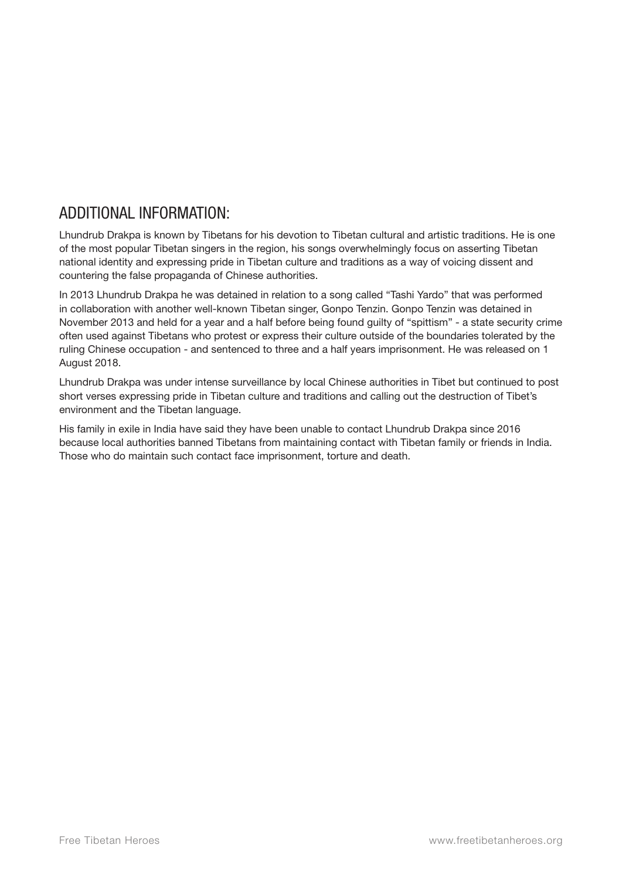## ADDITIONAL INFORMATION:

Lhundrub Drakpa is known by Tibetans for his devotion to Tibetan cultural and artistic traditions. He is one of the most popular Tibetan singers in the region, his songs overwhelmingly focus on asserting Tibetan national identity and expressing pride in Tibetan culture and traditions as a way of voicing dissent and countering the false propaganda of Chinese authorities.

In 2013 Lhundrub Drakpa he was detained in relation to a song called "Tashi Yardo" that was performed in collaboration with another well-known Tibetan singer, Gonpo Tenzin. Gonpo Tenzin was detained in November 2013 and held for a year and a half before being found guilty of "spittism" - a state security crime often used against Tibetans who protest or express their culture outside of the boundaries tolerated by the ruling Chinese occupation - and sentenced to three and a half years imprisonment. He was released on 1 August 2018.

Lhundrub Drakpa was under intense surveillance by local Chinese authorities in Tibet but continued to post short verses expressing pride in Tibetan culture and traditions and calling out the destruction of Tibet's environment and the Tibetan language.

His family in exile in India have said they have been unable to contact Lhundrub Drakpa since 2016 because local authorities banned Tibetans from maintaining contact with Tibetan family or friends in India. Those who do maintain such contact face imprisonment, torture and death.